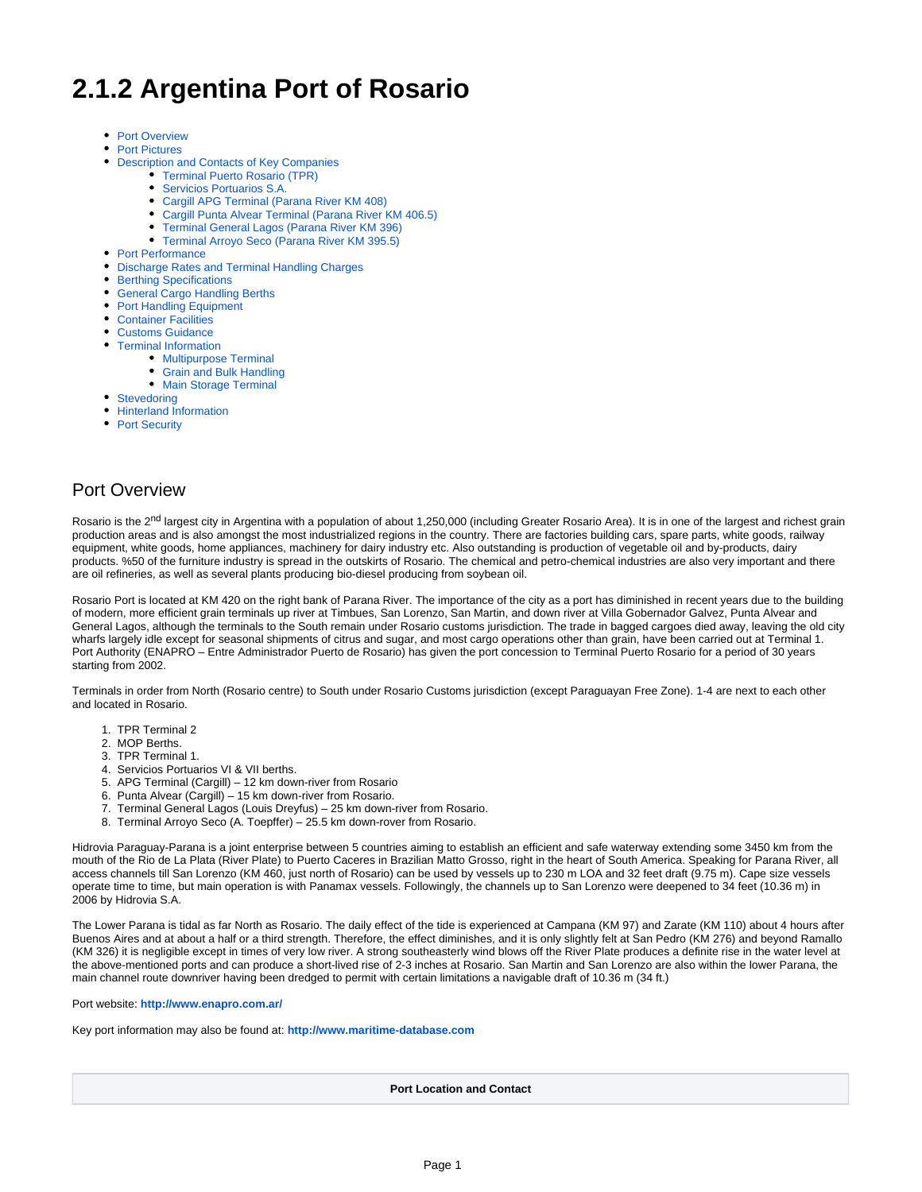# 2.1.2 Argentina Port of Rosario

- Port Overview
- Port Pictures
- Description and Contacts of Key Companies
  - Terminal Puerto Rosario (TPR)
  - Servicios Portuarios S.A.
  - Cargill APG Terminal (Parana River KM 408)
  - Cargill Punta Alvear Terminal (Parana River KM 406.5)
  - Terminal General Lagos (Parana River KM 396)
  - Terminal Arroyo Seco (Parana River KM 395.5)
- Port Performance
- Discharge Rates and Terminal Handling Charges
- Berthing Specifications
- General Cargo Handling Berths
- Port Handling Equipment
- Container Facilities
- Customs Guidance
- Terminal Information
  - Multipurpose Terminal
  - Grain and Bulk Handling
  - Main Storage Terminal
- Stevedoring
- Hinterland Information
- Port Security

## Port Overview

Rosario is the 2nd largest city in Argentina with a population of about 1,250,000 (including Greater Rosario Area). It is in one of the largest and richest grain production areas and is also amongst the most industrialized regions in the country. There are factories building cars, spare parts, white goods, railway equipment, white goods, home appliances, machinery for dairy industry etc. Also outstanding is production of vegetable oil and by-products, dairy products. %50 of the furniture industry is spread in the outskirts of Rosario. The chemical and petro-chemical industries are also very important and there are oil refineries, as well as several plants producing bio-diesel producing from soybean oil.

Rosario Port is located at KM 420 on the right bank of Parana River. The importance of the city as a port has diminished in recent years due to the building of modern, more efficient grain terminals up river at Timbues, San Lorenzo, San Martin, and down river at Villa Gobernador Galvez, Punta Alvear and General Lagos, although the terminals to the South remain under Rosario customs jurisdiction. The trade in bagged cargoes died away, leaving the old city wharfs largely idle except for seasonal shipments of citrus and sugar, and most cargo operations other than grain, have been carried out at Terminal 1. Port Authority (ENAPRO – Entre Administrador Puerto de Rosario) has given the port concession to Terminal Puerto Rosario for a period of 30 years starting from 2002.

Terminals in order from North (Rosario centre) to South under Rosario Customs jurisdiction (except Paraguayan Free Zone). 1-4 are next to each other and located in Rosario.

1. TPR Terminal 2
2. MOP Berths.
3. TPR Terminal 1.
4. Servicios Portuarios VI & VII berths.
5. APG Terminal (Cargill) – 12 km down-river from Rosario
6. Punta Alvear (Cargill) – 15 km down-river from Rosario.
7. Terminal General Lagos (Louis Dreyfus) – 25 km down-river from Rosario.
8. Terminal Arroyo Seco (A. Toepffer) – 25.5 km down-rover from Rosario.

Hidrovia Paraguay-Parana is a joint enterprise between 5 countries aiming to establish an efficient and safe waterway extending some 3450 km from the mouth of the Rio de La Plata (River Plate) to Puerto Caceres in Brazilian Matto Grosso, right in the heart of South America. Speaking for Parana River, all access channels till San Lorenzo (KM 460, just north of Rosario) can be used by vessels up to 230 m LOA and 32 feet draft (9.75 m). Cape size vessels operate time to time, but main operation is with Panamax vessels. Followingly, the channels up to San Lorenzo were deepened to 34 feet (10.36 m) in 2006 by Hidrovia S.A.

The Lower Parana is tidal as far North as Rosario. The daily effect of the tide is experienced at Campana (KM 97) and Zarate (KM 110) about 4 hours after Buenos Aires and at about a half or a third strength. Therefore, the effect diminishes, and it is only slightly felt at San Pedro (KM 276) and beyond Ramallo (KM 326) it is negligible except in times of very low river. A strong southeasterly wind blows off the River Plate produces a definite rise in the water level at the above-mentioned ports and can produce a short-lived rise of 2-3 inches at Rosario. San Martin and San Lorenzo are also within the lower Parana, the main channel route downriver having been dredged to permit with certain limitations a navigable draft of 10.36 m (34 ft.)

Port website: **http://www.enapro.com.ar/**

Key port information may also be found at: **http://www.maritime-database.com**

| Port Location and Contact |
| --- |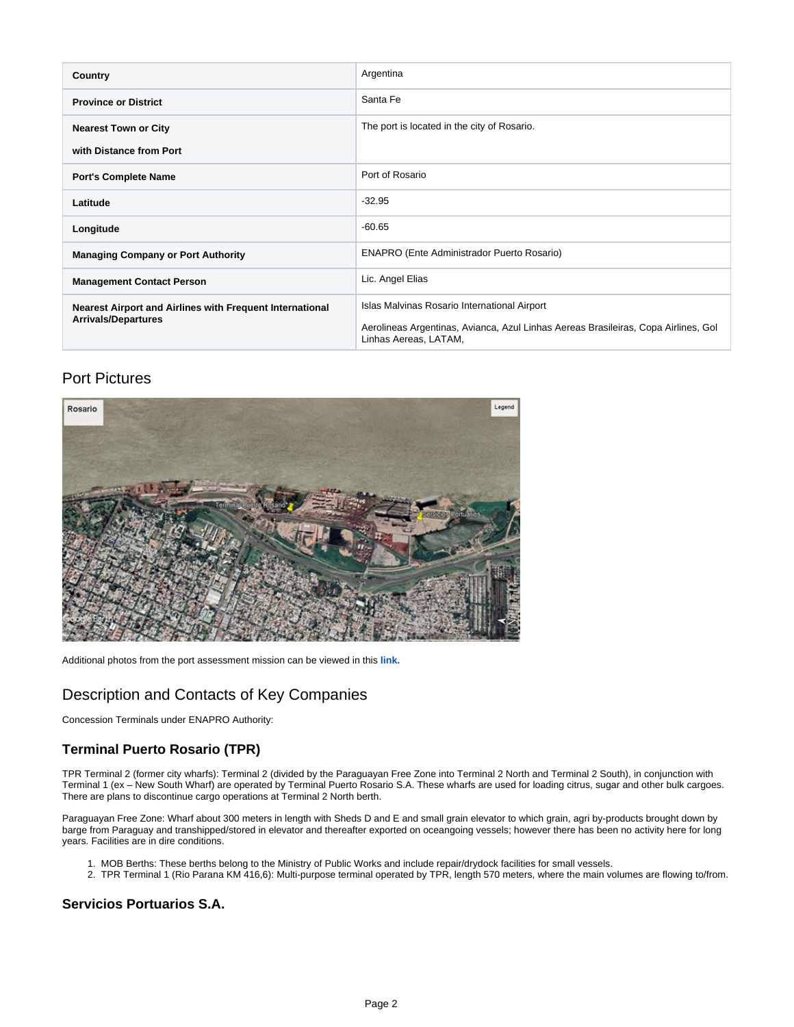| Country | Argentina |
| --- | --- |
| Province or District | Santa Fe |
| Nearest Town or City with Distance from Port | The port is located in the city of Rosario. |
| Port's Complete Name | Port of Rosario |
| Latitude | -32.95 |
| Longitude | -60.65 |
| Managing Company or Port Authority | ENAPRO (Ente Administrador Puerto Rosario) |
| Management Contact Person | Lic. Angel Elias |
| Nearest Airport and Airlines with Frequent International Arrivals/Departures | Islas Malvinas Rosario International Airport<br><br>Aerolineas Argentinas, Avianca, Azul Linhas Aereas Brasileiras, Copa Airlines, Gol Linhas Aereas, LATAM, |

## Port Pictures

Additional photos from the port assessment mission can be viewed in this **link.**

## Description and Contacts of Key Companies

Concession Terminals under ENAPRO Authority:

### Terminal Puerto Rosario (TPR)

TPR Terminal 2 (former city wharfs): Terminal 2 (divided by the Paraguayan Free Zone into Terminal 2 North and Terminal 2 South), in conjunction with Terminal 1 (ex – New South Wharf) are operated by Terminal Puerto Rosario S.A. These wharfs are used for loading citrus, sugar and other bulk cargoes. There are plans to discontinue cargo operations at Terminal 2 North berth.

Paraguayan Free Zone: Wharf about 300 meters in length with Sheds D and E and small grain elevator to which grain, agri by-products brought down by barge from Paraguay and transhipped/stored in elevator and thereafter exported on oceangoing vessels; however there has been no activity here for long years. Facilities are in dire conditions.

1. MOB Berths: These berths belong to the Ministry of Public Works and include repair/drydock facilities for small vessels.
2. TPR Terminal 1 (Rio Parana KM 416,6): Multi-purpose terminal operated by TPR, length 570 meters, where the main volumes are flowing to/from.

### Servicios Portuarios S.A.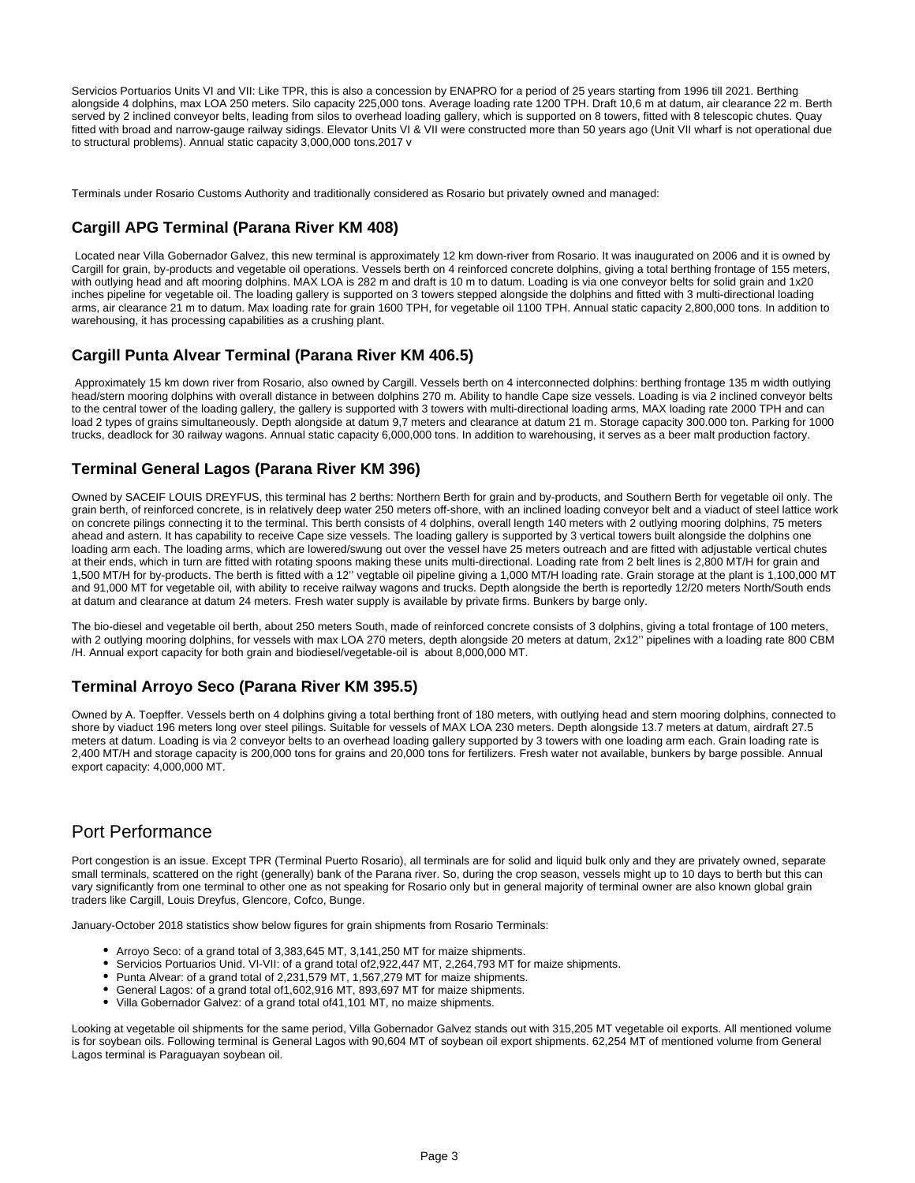Servicios Portuarios Units VI and VII: Like TPR, this is also a concession by ENAPRO for a period of 25 years starting from 1996 till 2021. Berthing alongside 4 dolphins, max LOA 250 meters. Silo capacity 225,000 tons. Average loading rate 1200 TPH. Draft 10,6 m at datum, air clearance 22 m. Berth served by 2 inclined conveyor belts, leading from silos to overhead loading gallery, which is supported on 8 towers, fitted with 8 telescopic chutes. Quay fitted with broad and narrow-gauge railway sidings. Elevator Units VI & VII were constructed more than 50 years ago (Unit VII wharf is not operational due to structural problems). Annual static capacity 3,000,000 tons.2017 v

Terminals under Rosario Customs Authority and traditionally considered as Rosario but privately owned and managed:

### Cargill APG Terminal (Parana River KM 408)

Located near Villa Gobernador Galvez, this new terminal is approximately 12 km down-river from Rosario. It was inaugurated on 2006 and it is owned by Cargill for grain, by-products and vegetable oil operations. Vessels berth on 4 reinforced concrete dolphins, giving a total berthing frontage of 155 meters, with outlying head and aft mooring dolphins. MAX LOA is 282 m and draft is 10 m to datum. Loading is via one conveyor belts for solid grain and 1x20 inches pipeline for vegetable oil. The loading gallery is supported on 3 towers stepped alongside the dolphins and fitted with 3 multi-directional loading arms, air clearance 21 m to datum. Max loading rate for grain 1600 TPH, for vegetable oil 1100 TPH. Annual static capacity 2,800,000 tons. In addition to warehousing, it has processing capabilities as a crushing plant.

### Cargill Punta Alvear Terminal (Parana River KM 406.5)

Approximately 15 km down river from Rosario, also owned by Cargill. Vessels berth on 4 interconnected dolphins: berthing frontage 135 m width outlying head/stern mooring dolphins with overall distance in between dolphins 270 m. Ability to handle Cape size vessels. Loading is via 2 inclined conveyor belts to the central tower of the loading gallery, the gallery is supported with 3 towers with multi-directional loading arms, MAX loading rate 2000 TPH and can load 2 types of grains simultaneously. Depth alongside at datum 9,7 meters and clearance at datum 21 m. Storage capacity 300.000 ton. Parking for 1000 trucks, deadlock for 30 railway wagons. Annual static capacity 6,000,000 tons. In addition to warehousing, it serves as a beer malt production factory.

### Terminal General Lagos (Parana River KM 396)

Owned by SACEIF LOUIS DREYFUS, this terminal has 2 berths: Northern Berth for grain and by-products, and Southern Berth for vegetable oil only. The grain berth, of reinforced concrete, is in relatively deep water 250 meters off-shore, with an inclined loading conveyor belt and a viaduct of steel lattice work on concrete pilings connecting it to the terminal. This berth consists of 4 dolphins, overall length 140 meters with 2 outlying mooring dolphins, 75 meters ahead and astern. It has capability to receive Cape size vessels. The loading gallery is supported by 3 vertical towers built alongside the dolphins one loading arm each. The loading arms, which are lowered/swung out over the vessel have 25 meters outreach and are fitted with adjustable vertical chutes at their ends, which in turn are fitted with rotating spoons making these units multi-directional. Loading rate from 2 belt lines is 2,800 MT/H for grain and 1,500 MT/H for by-products. The berth is fitted with a 12'' vegtable oil pipeline giving a 1,000 MT/H loading rate. Grain storage at the plant is 1,100,000 MT and 91,000 MT for vegetable oil, with ability to receive railway wagons and trucks. Depth alongside the berth is reportedly 12/20 meters North/South ends at datum and clearance at datum 24 meters. Fresh water supply is available by private firms. Bunkers by barge only.

The bio-diesel and vegetable oil berth, about 250 meters South, made of reinforced concrete consists of 3 dolphins, giving a total frontage of 100 meters, with 2 outlying mooring dolphins, for vessels with max LOA 270 meters, depth alongside 20 meters at datum, 2x12'' pipelines with a loading rate 800 CBM /H. Annual export capacity for both grain and biodiesel/vegetable-oil is about 8,000,000 MT.

### Terminal Arroyo Seco (Parana River KM 395.5)

Owned by A. Toepffer. Vessels berth on 4 dolphins giving a total berthing front of 180 meters, with outlying head and stern mooring dolphins, connected to shore by viaduct 196 meters long over steel pilings. Suitable for vessels of MAX LOA 230 meters. Depth alongside 13.7 meters at datum, airdraft 27.5 meters at datum. Loading is via 2 conveyor belts to an overhead loading gallery supported by 3 towers with one loading arm each. Grain loading rate is 2,400 MT/H and storage capacity is 200,000 tons for grains and 20,000 tons for fertilizers. Fresh water not available, bunkers by barge possible. Annual export capacity: 4,000,000 MT.

## Port Performance

Port congestion is an issue. Except TPR (Terminal Puerto Rosario), all terminals are for solid and liquid bulk only and they are privately owned, separate small terminals, scattered on the right (generally) bank of the Parana river. So, during the crop season, vessels might up to 10 days to berth but this can vary significantly from one terminal to other one as not speaking for Rosario only but in general majority of terminal owner are also known global grain traders like Cargill, Louis Dreyfus, Glencore, Cofco, Bunge.

January-October 2018 statistics show below figures for grain shipments from Rosario Terminals:

- Arroyo Seco: of a grand total of 3,383,645 MT, 3,141,250 MT for maize shipments.
- Servicios Portuarios Unid. VI-VII: of a grand total of2,922,447 MT, 2,264,793 MT for maize shipments.
- Punta Alvear: of a grand total of 2,231,579 MT, 1,567,279 MT for maize shipments.
- General Lagos: of a grand total of1,602,916 MT, 893,697 MT for maize shipments.
- Villa Gobernador Galvez: of a grand total of41,101 MT, no maize shipments.

Looking at vegetable oil shipments for the same period, Villa Gobernador Galvez stands out with 315,205 MT vegetable oil exports. All mentioned volume is for soybean oils. Following terminal is General Lagos with 90,604 MT of soybean oil export shipments. 62,254 MT of mentioned volume from General Lagos terminal is Paraguayan soybean oil.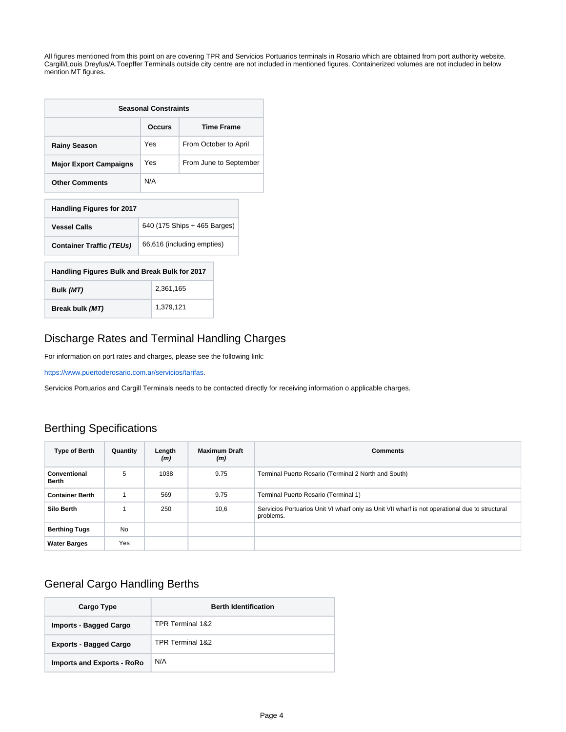All figures mentioned from this point on are covering TPR and Servicios Portuarios terminals in Rosario which are obtained from port authority website. Cargill/Louis Dreyfus/A.Toepffer Terminals outside city centre are not included in mentioned figures. Containerized volumes are not included in below mention MT figures.

| Seasonal Constraints | | |
|---|---|---|
| | **Occurs** | **Time Frame** |
| **Rainy Season** | Yes | From October to April |
| **Major Export Campaigns** | Yes | From June to September |
| **Other Comments** | N/A | |

| Handling Figures for 2017 | |
|---|---|
| **Vessel Calls** | 640 (175 Ships + 465 Barges) |
| **Container Traffic *(TEUs)*** | 66,616 (including empties) |

| Handling Figures Bulk and Break Bulk for 2017 | |
|---|---|
| **Bulk *(MT)*** | 2,361,165 |
| **Break bulk *(MT)*** | 1,379,121 |

## Discharge Rates and Terminal Handling Charges

For information on port rates and charges, please see the following link:

https://www.puertoderosario.com.ar/servicios/tarifas.

Servicios Portuarios and Cargill Terminals needs to be contacted directly for receiving information o applicable charges.

## Berthing Specifications

| Type of Berth | Quantity | Length *(m)* | Maximum Draft *(m)* | Comments |
|---|---|---|---|---|
| **Conventional Berth** | 5 | 1038 | 9.75 | Terminal Puerto Rosario (Terminal 2 North and South) |
| **Container Berth** | 1 | 569 | 9.75 | Terminal Puerto Rosario (Terminal 1) |
| **Silo Berth** | 1 | 250 | 10,6 | Servicios Portuarios Unit VI wharf only as Unit VII wharf is not operational due to structural problems. |
| **Berthing Tugs** | No | | | |
| **Water Barges** | Yes | | | |

## General Cargo Handling Berths

| Cargo Type | Berth Identification |
|---|---|
| **Imports - Bagged Cargo** | TPR Terminal 1&2 |
| **Exports - Bagged Cargo** | TPR Terminal 1&2 |
| **Imports and Exports - RoRo** | N/A |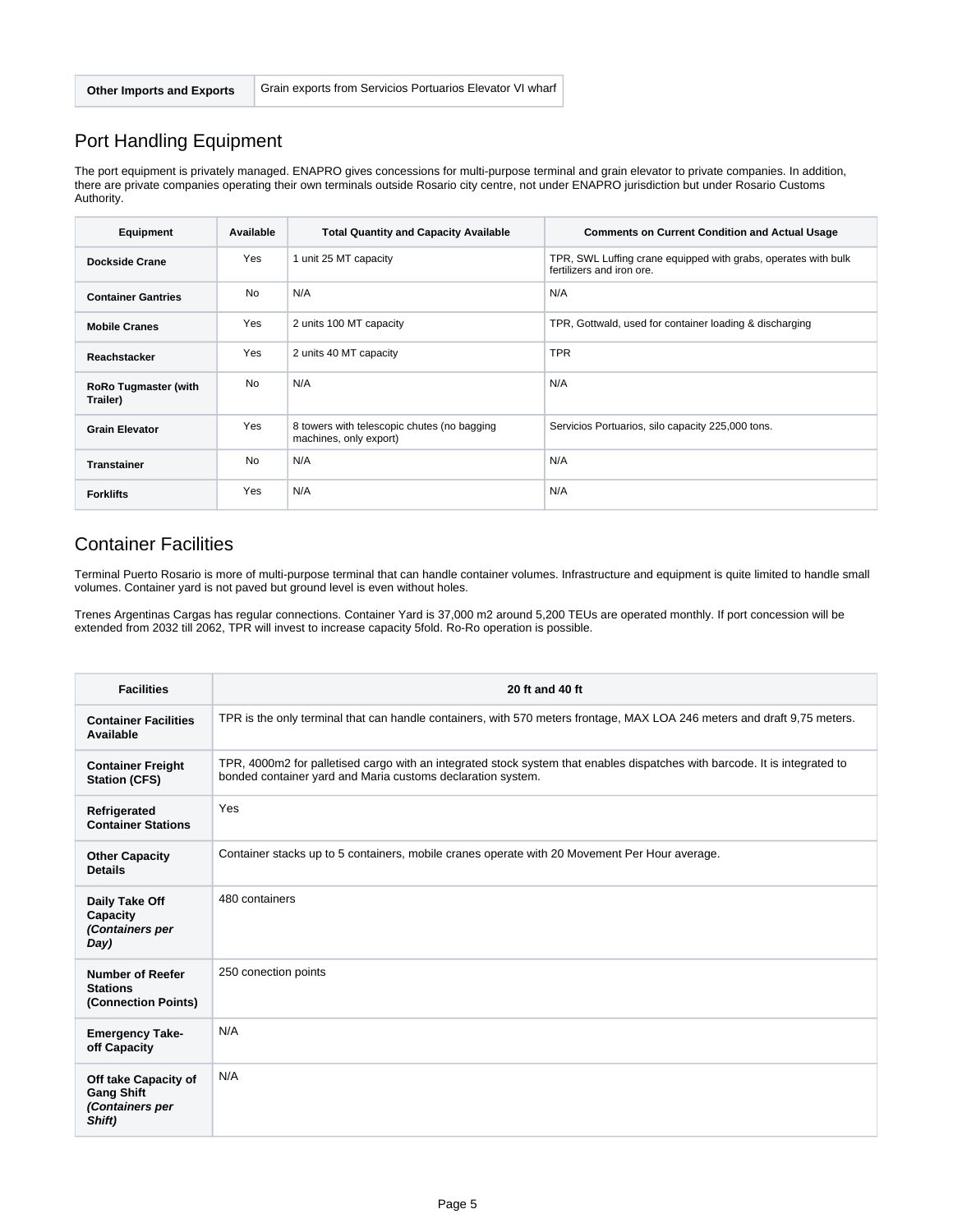| Other Imports and Exports | Grain exports from Servicios Portuarios Elevator VI wharf |
|---|---|

## Port Handling Equipment

The port equipment is privately managed. ENAPRO gives concessions for multi-purpose terminal and grain elevator to private companies. In addition, there are private companies operating their own terminals outside Rosario city centre, not under ENAPRO jurisdiction but under Rosario Customs Authority.

| Equipment | Available | Total Quantity and Capacity Available | Comments on Current Condition and Actual Usage |
|---|---|---|---|
| **Dockside Crane** | Yes | 1 unit 25 MT capacity | TPR, SWL Luffing crane equipped with grabs, operates with bulk fertilizers and iron ore. |
| **Container Gantries** | No | N/A | N/A |
| **Mobile Cranes** | Yes | 2 units 100 MT capacity | TPR, Gottwald, used for container loading & discharging |
| **Reachstacker** | Yes | 2 units 40 MT capacity | TPR |
| **RoRo Tugmaster (with Trailer)** | No | N/A | N/A |
| **Grain Elevator** | Yes | 8 towers with telescopic chutes (no bagging machines, only export) | Servicios Portuarios, silo capacity 225,000 tons. |
| **Transtainer** | No | N/A | N/A |
| **Forklifts** | Yes | N/A | N/A |

## Container Facilities

Terminal Puerto Rosario is more of multi-purpose terminal that can handle container volumes. Infrastructure and equipment is quite limited to handle small volumes. Container yard is not paved but ground level is even without holes.

Trenes Argentinas Cargas has regular connections. Container Yard is 37,000 m2 around 5,200 TEUs are operated monthly. If port concession will be extended from 2032 till 2062, TPR will invest to increase capacity 5fold. Ro-Ro operation is possible.

| Facilities | 20 ft and 40 ft |
|---|---|
| **Container Facilities Available** | TPR is the only terminal that can handle containers, with 570 meters frontage, MAX LOA 246 meters and draft 9,75 meters. |
| **Container Freight Station (CFS)** | TPR, 4000m2 for palletised cargo with an integrated stock system that enables dispatches with barcode. It is integrated to bonded container yard and Maria customs declaration system. |
| **Refrigerated Container Stations** | Yes |
| **Other Capacity Details** | Container stacks up to 5 containers, mobile cranes operate with 20 Movement Per Hour average. |
| **Daily Take Off Capacity *(Containers per Day)*** | 480 containers |
| **Number of Reefer Stations (Connection Points)** | 250 conection points |
| **Emergency Take-off Capacity** | N/A |
| **Off take Capacity of Gang Shift *(Containers per Shift)*** | N/A |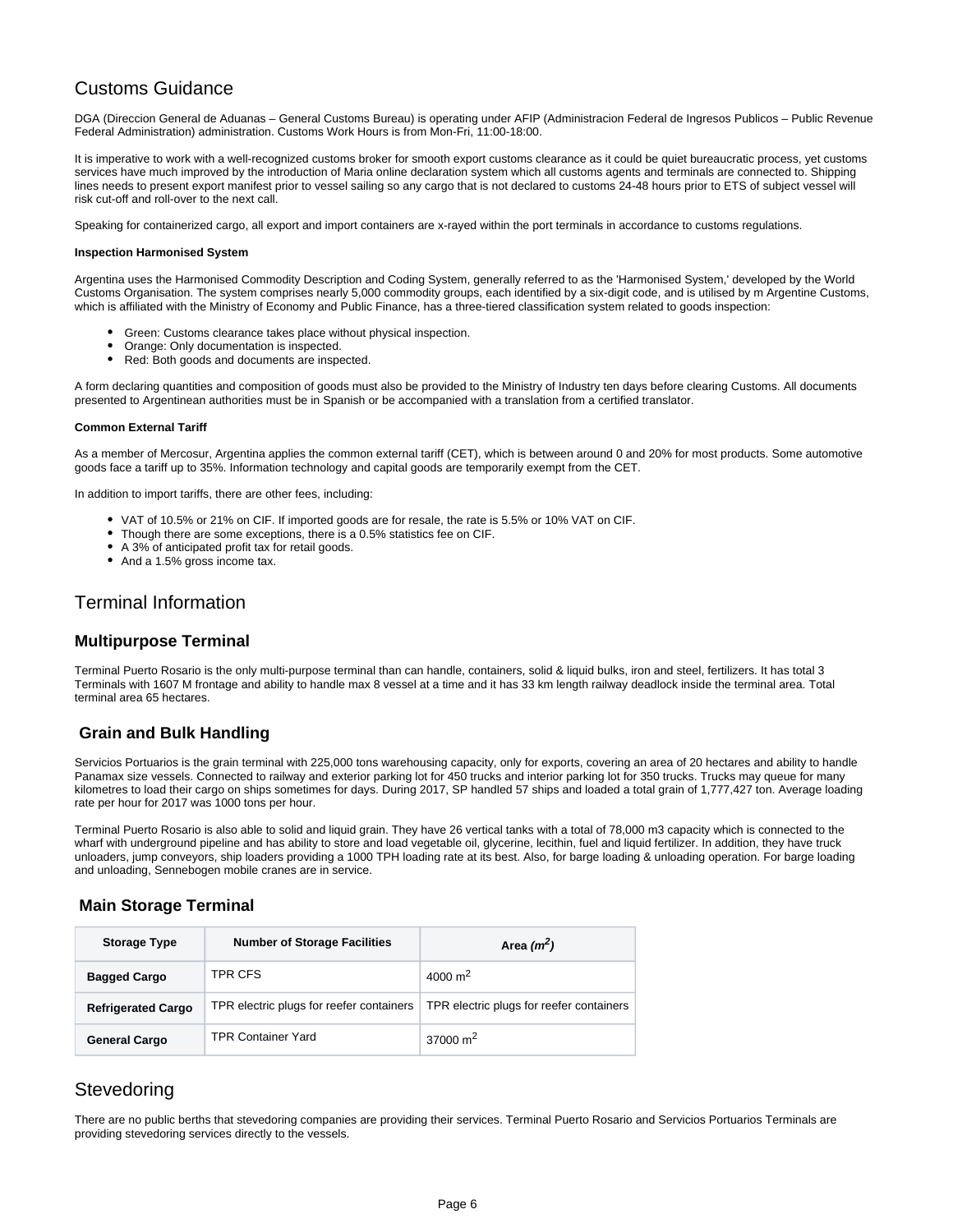## Customs Guidance

DGA (Direccion General de Aduanas – General Customs Bureau) is operating under AFIP (Administracion Federal de Ingresos Publicos – Public Revenue Federal Administration) administration. Customs Work Hours is from Mon-Fri, 11:00-18:00.

It is imperative to work with a well-recognized customs broker for smooth export customs clearance as it could be quiet bureaucratic process, yet customs services have much improved by the introduction of Maria online declaration system which all customs agents and terminals are connected to. Shipping lines needs to present export manifest prior to vessel sailing so any cargo that is not declared to customs 24-48 hours prior to ETS of subject vessel will risk cut-off and roll-over to the next call.

Speaking for containerized cargo, all export and import containers are x-rayed within the port terminals in accordance to customs regulations.

**Inspection Harmonised System**

Argentina uses the Harmonised Commodity Description and Coding System, generally referred to as the 'Harmonised System,' developed by the World Customs Organisation. The system comprises nearly 5,000 commodity groups, each identified by a six-digit code, and is utilised by m Argentine Customs, which is affiliated with the Ministry of Economy and Public Finance, has a three-tiered classification system related to goods inspection:

- Green: Customs clearance takes place without physical inspection.
- Orange: Only documentation is inspected.
- Red: Both goods and documents are inspected.

A form declaring quantities and composition of goods must also be provided to the Ministry of Industry ten days before clearing Customs. All documents presented to Argentinean authorities must be in Spanish or be accompanied with a translation from a certified translator.

**Common External Tariff**

As a member of Mercosur, Argentina applies the common external tariff (CET), which is between around 0 and 20% for most products. Some automotive goods face a tariff up to 35%. Information technology and capital goods are temporarily exempt from the CET.

In addition to import tariffs, there are other fees, including:

- VAT of 10.5% or 21% on CIF. If imported goods are for resale, the rate is 5.5% or 10% VAT on CIF.
- Though there are some exceptions, there is a 0.5% statistics fee on CIF.
- A 3% of anticipated profit tax for retail goods.
- And a 1.5% gross income tax.

## Terminal Information

### Multipurpose Terminal

Terminal Puerto Rosario is the only multi-purpose terminal than can handle, containers, solid & liquid bulks, iron and steel, fertilizers. It has total 3 Terminals with 1607 M frontage and ability to handle max 8 vessel at a time and it has 33 km length railway deadlock inside the terminal area. Total terminal area 65 hectares.

### Grain and Bulk Handling

Servicios Portuarios is the grain terminal with 225,000 tons warehousing capacity, only for exports, covering an area of 20 hectares and ability to handle Panamax size vessels. Connected to railway and exterior parking lot for 450 trucks and interior parking lot for 350 trucks. Trucks may queue for many kilometres to load their cargo on ships sometimes for days. During 2017, SP handled 57 ships and loaded a total grain of 1,777,427 ton. Average loading rate per hour for 2017 was 1000 tons per hour.

Terminal Puerto Rosario is also able to solid and liquid grain. They have 26 vertical tanks with a total of 78,000 m3 capacity which is connected to the wharf with underground pipeline and has ability to store and load vegetable oil, glycerine, lecithin, fuel and liquid fertilizer. In addition, they have truck unloaders, jump conveyors, ship loaders providing a 1000 TPH loading rate at its best. Also, for barge loading & unloading operation. For barge loading and unloading, Sennebogen mobile cranes are in service.

### Main Storage Terminal

| Storage Type | Number of Storage Facilities | Area ($m^2$) |
|---|---|---|
| **Bagged Cargo** | TPR CFS | 4000 $m^2$ |
| **Refrigerated Cargo** | TPR electric plugs for reefer containers | TPR electric plugs for reefer containers |
| **General Cargo** | TPR Container Yard | 37000 $m^2$ |

## Stevedoring

There are no public berths that stevedoring companies are providing their services. Terminal Puerto Rosario and Servicios Portuarios Terminals are providing stevedoring services directly to the vessels.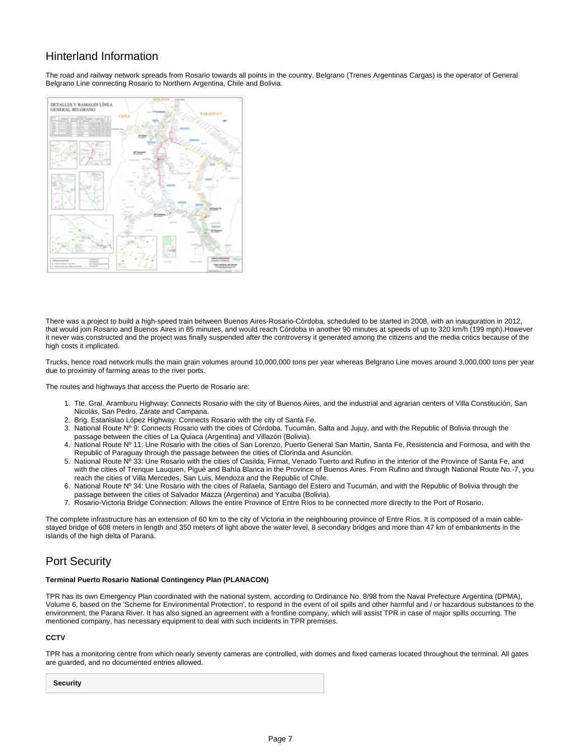## Hinterland Information

The road and railway network spreads from Rosario towards all points in the country, Belgrano (Trenes Argentinas Cargas) is the operator of General Belgrano Line connecting Rosario to Northern Argentina, Chile and Bolivia.

There was a project to build a high-speed train between Buenos Aires-Rosario-Córdoba, scheduled to be started in 2008, with an inauguration in 2012, that would join Rosario and Buenos Aires in 85 minutes, and would reach Córdoba in another 90 minutes at speeds of up to 320 km/h (199 mph).However it never was constructed and the project was finally suspended after the controversy it generated among the citizens and the media critics because of the high costs it implicated.

Trucks, hence road network mulls the main grain volumes around 10,000,000 tons per year whereas Belgrano Line moves around 3,000,000 tons per year due to proximity of farming areas to the river ports.

The routes and highways that access the Puerto de Rosario are:

1. Tte. Gral. Aramburu Highway: Connects Rosario with the city of Buenos Aires, and the industrial and agrarian centers of Villa Constitución, San Nicolás, San Pedro, Zárate and Campana.
2. Brig. Estanislao López Highway: Connects Rosario with the city of Santa Fe.
3. National Route Nº 9: Connects Rosario with the cities of Córdoba, Tucumán, Salta and Jujuy, and with the Republic of Bolivia through the passage between the cities of La Quiaca (Argentina) and Villazón (Bolivia).
4. National Route Nº 11: Une Rosario with the cities of San Lorenzo, Puerto General San Martin, Santa Fe, Resistencia and Formosa, and with the Republic of Paraguay through the passage between the cities of Clorinda and Asunción.
5. National Route Nº 33: Une Rosario with the cities of Casilda, Firmat, Venado Tuerto and Rufino in the interior of the Province of Santa Fe, and with the cities of Trenque Lauquen, Pigué and Bahía Blanca in the Province of Buenos Aires. From Rufino and through National Route No.-7, you reach the cities of Villa Mercedes, San Luis, Mendoza and the Republic of Chile.
6. National Route Nº 34: Une Rosario with the cities of Rafaela, Santiago del Estero and Tucumán, and with the Republic of Bolivia through the passage between the cities of Salvador Mazza (Argentina) and Yacuiba (Bolivia).
7. Rosario-Victoria Bridge Connection: Allows the entire Province of Entre Ríos to be connected more directly to the Port of Rosario.

The complete infrastructure has an extension of 60 km to the city of Victoria in the neighbouring province of Entre Ríos. It is composed of a main cable-stayed bridge of 608 meters in length and 350 meters of light above the water level, 8 secondary bridges and more than 47 km of embankments in the islands of the high delta of Paraná.

## Port Security

**Terminal Puerto Rosario National Contingency Plan (PLANACON)**

TPR has its own Emergency Plan coordinated with the national system, according to Ordinance No. 8/98 from the Naval Prefecture Argentina (DPMA), Volume 6, based on the 'Scheme for Environmental Protection', to respond in the event of oil spills and other harmful and / or hazardous substances to the environment, the Parana River. It has also signed an agreement with a frontline company, which will assist TPR in case of major spills occurring. The mentioned company, has necessary equipment to deal with such incidents in TPR premises.

**CCTV**

TPR has a monitoring centre from which nearly seventy cameras are controlled, with domes and fixed cameras located throughout the terminal. All gates are guarded, and no documented entries allowed.

**Security**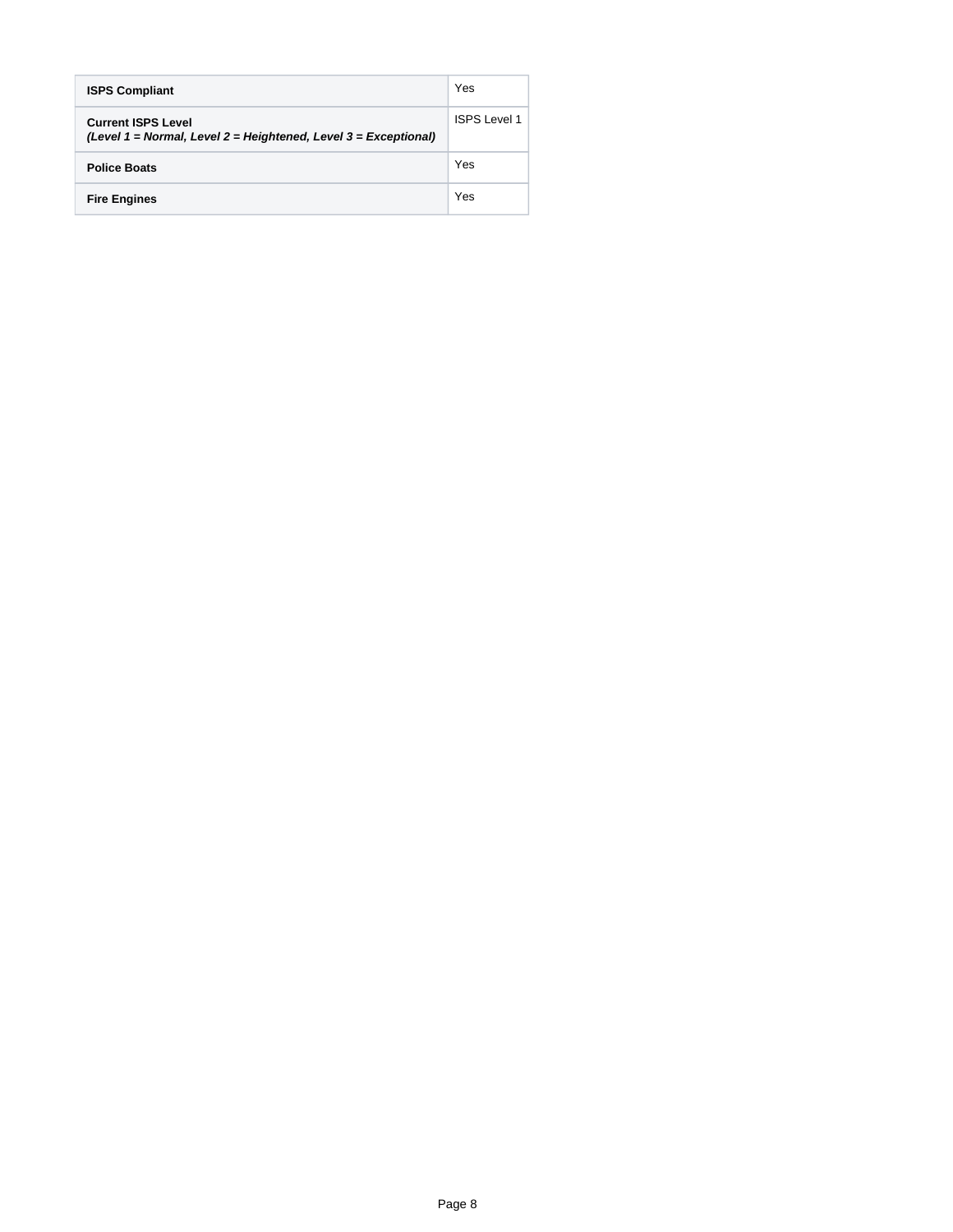| | |
|---|---|
| **ISPS Compliant** | Yes |
| **Current ISPS Level**<br>***(Level 1 = Normal, Level 2 = Heightened, Level 3 = Exceptional)*** | ISPS Level 1 |
| **Police Boats** | Yes |
| **Fire Engines** | Yes |